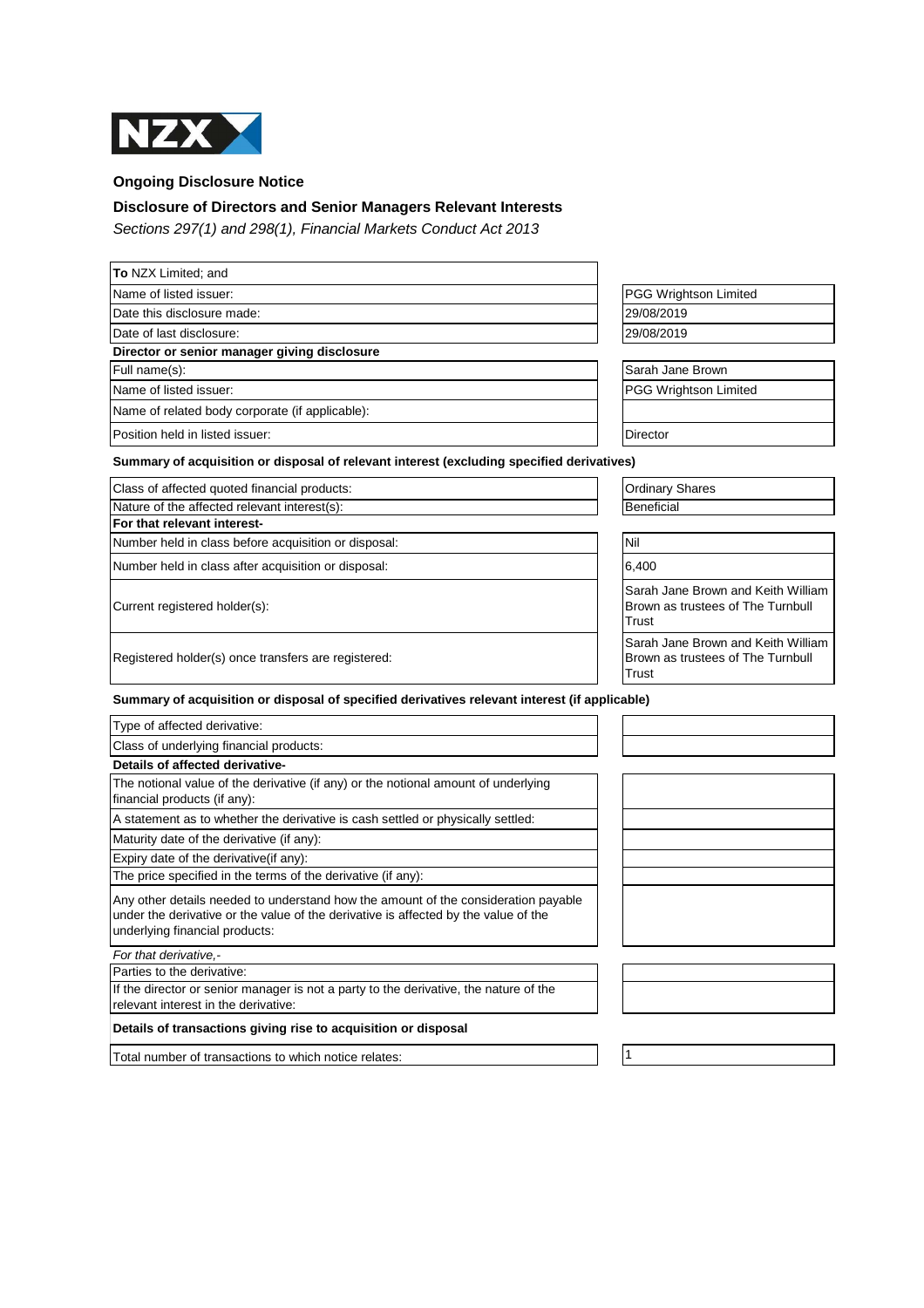NZX

## Ongoing Disclosure Notice

## Disclosure of Directors and Senior Managers Relevant Interests

*Sections 297(1) and 298(1), Financial Markets Conduct Act 2013*

| | |
|---|---|
| **To** NZX Limited; and | |
| Name of listed issuer: | PGG Wrightson Limited |
| Date this disclosure made: | 29/08/2019 |
| Date of last disclosure: | 29/08/2019 |
| **Director or senior manager giving disclosure** | |
| Full name(s): | Sarah Jane Brown |
| Name of listed issuer: | PGG Wrightson Limited |
| Name of related body corporate (if applicable): | |
| Position held in listed issuer: | Director |

**Summary of acquisition or disposal of relevant interest (excluding specified derivatives)**

| | |
|---|---|
| Class of affected quoted financial products: | Ordinary Shares |
| Nature of the affected relevant interest(s): | Beneficial |
| **For that relevant interest-** | |
| Number held in class before acquisition or disposal: | Nil |
| Number held in class after acquisition or disposal: | 6,400 |
| Current registered holder(s): | Sarah Jane Brown and Keith William Brown as trustees of The Turnbull Trust |
| Registered holder(s) once transfers are registered: | Sarah Jane Brown and Keith William Brown as trustees of The Turnbull Trust |

**Summary of acquisition or disposal of specified derivatives relevant interest (if applicable)**

| | |
|---|---|
| Type of affected derivative: | |
| Class of underlying financial products: | |
| **Details of affected derivative-** | |
| The notional value of the derivative (if any) or the notional amount of underlying financial products (if any): | |
| A statement as to whether the derivative is cash settled or physically settled: | |
| Maturity date of the derivative (if any): | |
| Expiry date of the derivative(if any): | |
| The price specified in the terms of the derivative (if any): | |
| Any other details needed to understand how the amount of the consideration payable under the derivative or the value of the derivative is affected by the value of the underlying financial products: | |
| *For that derivative,-* | |
| Parties to the derivative: | |
| If the director or senior manager is not a party to the derivative, the nature of the relevant interest in the derivative: | |

**Details of transactions giving rise to acquisition or disposal**

| | |
|---|---|
| Total number of transactions to which notice relates: | 1 |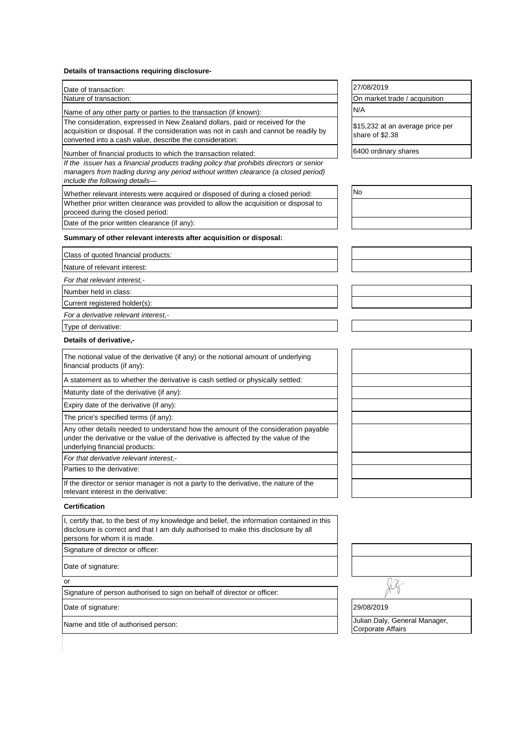**Details of transactions requiring disclosure-**

| | |
|---|---|
| Date of transaction: | 27/08/2019 |
| Nature of transaction: | On market trade / acquisition |
| Name of any other party or parties to the transaction (if known): | N/A |
| The consideration, expressed in New Zealand dollars, paid or received for the acquisition or disposal. If the consideration was not in cash and cannot be readily by converted into a cash value, describe the consideration: | $15,232 at an average price per share of $2.38 |
| Number of financial products to which the transaction related: | 6400 ordinary shares |
| *If the issuer has a financial products trading policy that prohibits directors or senior managers from trading during any period without written clearance (a closed period) include the following details—* | |
| Whether relevant interests were acquired or disposed of during a closed period: | No |
| Whether prior written clearance was provided to allow the acquisition or disposal to proceed during the closed period: | |
| Date of the prior written clearance (if any): | |

**Summary of other relevant interests after acquisition or disposal:**

| | |
|---|---|
| Class of quoted financial products: | |
| Nature of relevant interest: | |
| *For that relevant interest,-* | |
| Number held in class: | |
| Current registered holder(s): | |
| *For a derivative relevant interest,-* | |
| Type of derivative: | |

**Details of derivative,-**

| | |
|---|---|
| The notional value of the derivative (if any) or the notional amount of underlying financial products (if any): | |
| A statement as to whether the derivative is cash settled or physically settled: | |
| Maturity date of the derivative (if any): | |
| Expiry date of the derivative (if any): | |
| The price's specified terms (if any): | |
| Any other details needed to understand how the amount of the consideration payable under the derivative or the value of the derivative is affected by the value of the underlying financial products: | |
| *For that derivative relevant interest,-* | |
| Parties to the derivative: | |
| If the director or senior manager is not a party to the derivative, the nature of the relevant interest in the derivative: | |

**Certification**

| | |
|---|---|
| I, certify that, to the best of my knowledge and belief, the information contained in this disclosure is correct and that I am duly authorised to make this disclosure by all persons for whom it is made. | |
| Signature of director or officer: | |
| Date of signature: | |
| or | |
| Signature of person authorised to sign on behalf of director or officer: | [Signature] |
| Date of signature: | 29/08/2019 |
| Name and title of authorised person: | Julian Daly, General Manager, Corporate Affairs |